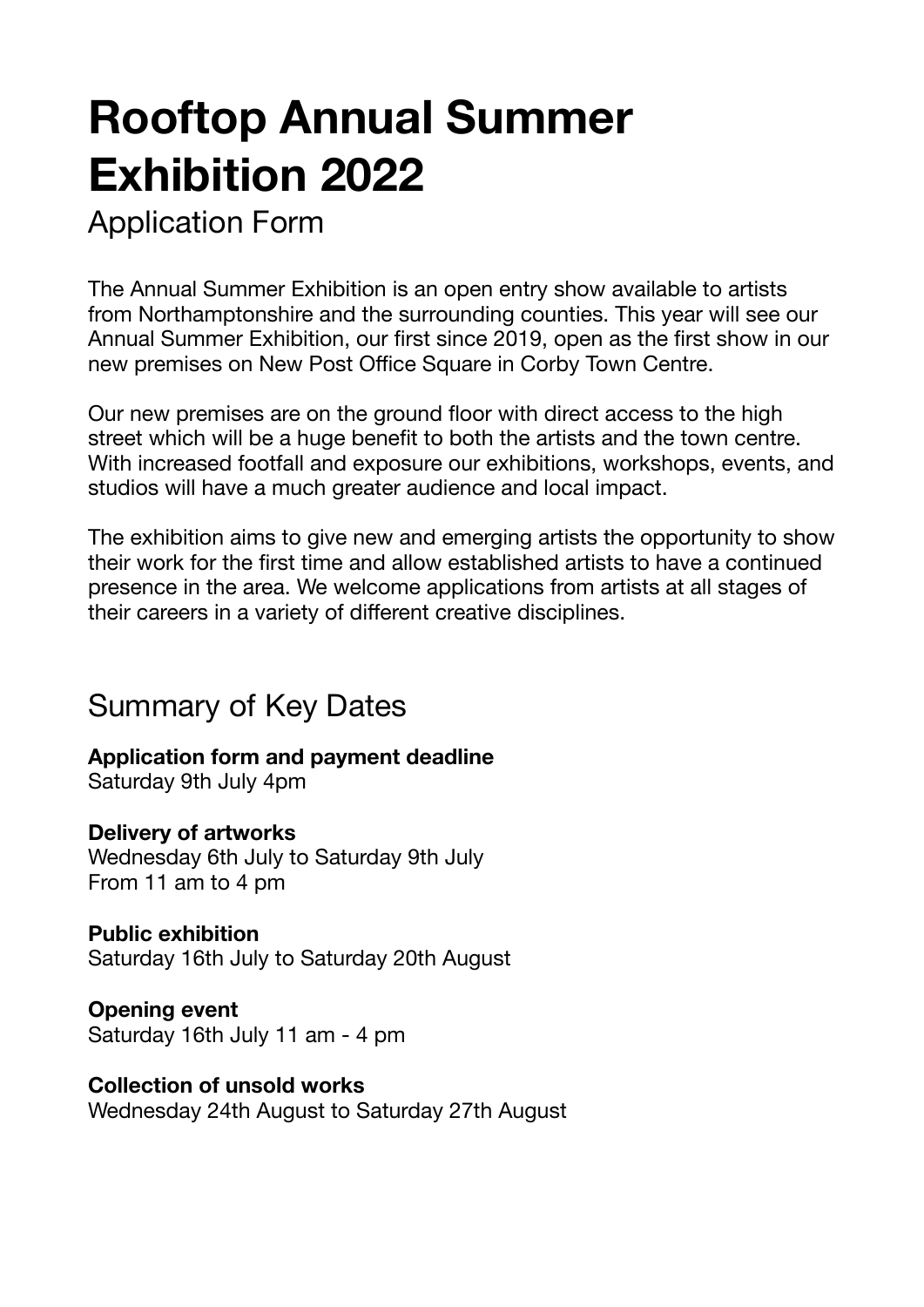# Rooftop Annual Summer Exhibition 2022

## Application Form

The Annual Summer Exhibition is an open entry show available to artists from Northamptonshire and the surrounding counties. This year will see our Annual Summer Exhibition, our first since 2019, open as the first show in our new premises on New Post Office Square in Corby Town Centre.

Our new premises are on the ground floor with direct access to the high street which will be a huge benefit to both the artists and the town centre. With increased footfall and exposure our exhibitions, workshops, events, and studios will have a much greater audience and local impact.

The exhibition aims to give new and emerging artists the opportunity to show their work for the first time and allow established artists to have a continued presence in the area. We welcome applications from artists at all stages of their careers in a variety of different creative disciplines.

## Summary of Key Dates

**Application form and payment deadline**
Saturday 9th July 4pm

**Delivery of artworks**
Wednesday 6th July to Saturday 9th July
From 11 am to 4 pm

**Public exhibition**
Saturday 16th July to Saturday 20th August

**Opening event**
Saturday 16th July 11 am - 4 pm

**Collection of unsold works**
Wednesday 24th August to Saturday 27th August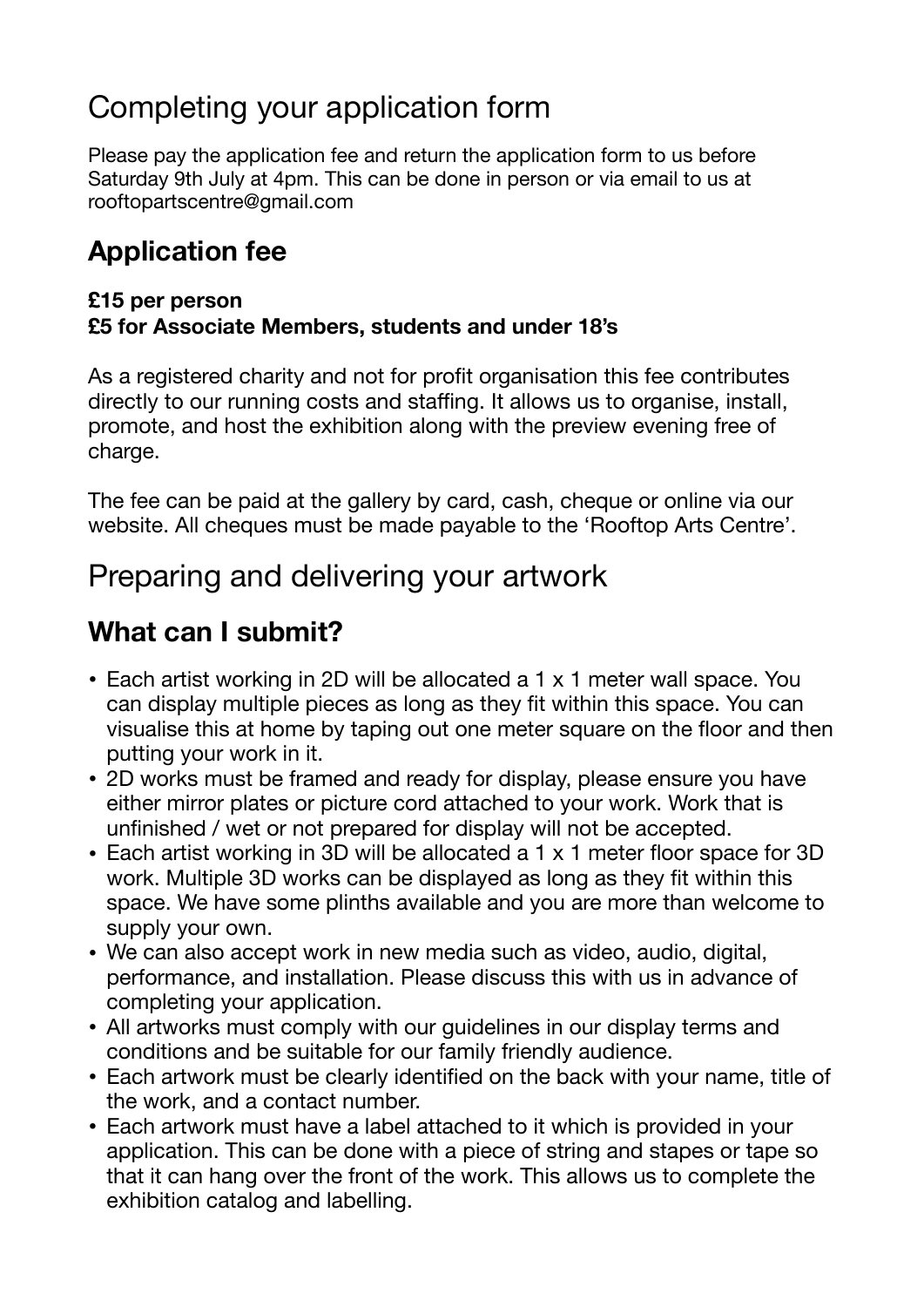# Completing your application form

Please pay the application fee and return the application form to us before Saturday 9th July at 4pm. This can be done in person or via email to us at rooftopartscentre@gmail.com

## Application fee

**£15 per person**
**£5 for Associate Members, students and under 18's**

As a registered charity and not for profit organisation this fee contributes directly to our running costs and staffing. It allows us to organise, install, promote, and host the exhibition along with the preview evening free of charge.

The fee can be paid at the gallery by card, cash, cheque or online via our website. All cheques must be made payable to the 'Rooftop Arts Centre'.

# Preparing and delivering your artwork

## What can I submit?

- Each artist working in 2D will be allocated a 1 x 1 meter wall space. You can display multiple pieces as long as they fit within this space. You can visualise this at home by taping out one meter square on the floor and then putting your work in it.
- 2D works must be framed and ready for display, please ensure you have either mirror plates or picture cord attached to your work. Work that is unfinished / wet or not prepared for display will not be accepted.
- Each artist working in 3D will be allocated a 1 x 1 meter floor space for 3D work. Multiple 3D works can be displayed as long as they fit within this space. We have some plinths available and you are more than welcome to supply your own.
- We can also accept work in new media such as video, audio, digital, performance, and installation. Please discuss this with us in advance of completing your application.
- All artworks must comply with our guidelines in our display terms and conditions and be suitable for our family friendly audience.
- Each artwork must be clearly identified on the back with your name, title of the work, and a contact number.
- Each artwork must have a label attached to it which is provided in your application. This can be done with a piece of string and stapes or tape so that it can hang over the front of the work. This allows us to complete the exhibition catalog and labelling.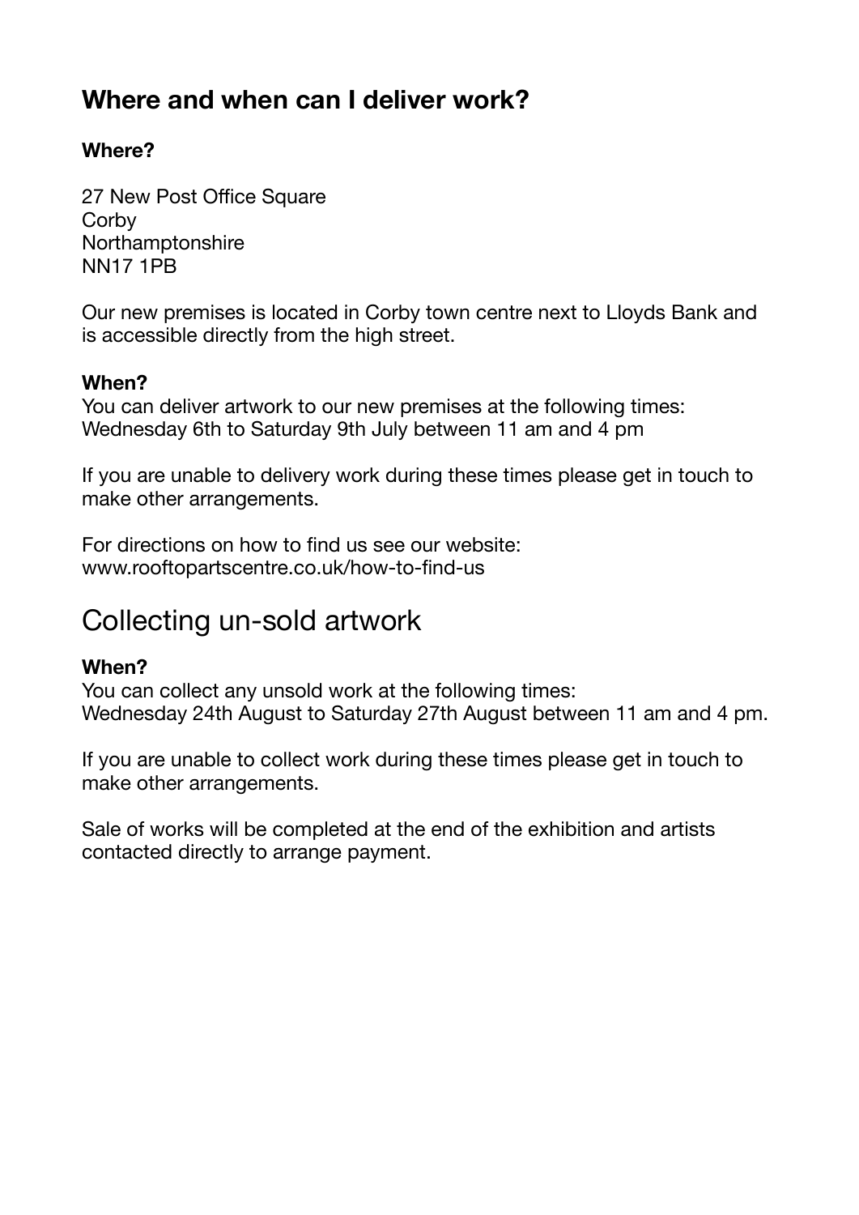## Where and when can I deliver work?

**Where?**

27 New Post Office Square
Corby
Northamptonshire
NN17 1PB

Our new premises is located in Corby town centre next to Lloyds Bank and is accessible directly from the high street.

**When?**
You can deliver artwork to our new premises at the following times:
Wednesday 6th to Saturday 9th July between 11 am and 4 pm

If you are unable to delivery work during these times please get in touch to make other arrangements.

For directions on how to find us see our website:
www.rooftopartscentre.co.uk/how-to-find-us

## Collecting un-sold artwork

**When?**
You can collect any unsold work at the following times:
Wednesday 24th August to Saturday 27th August between 11 am and 4 pm.

If you are unable to collect work during these times please get in touch to make other arrangements.

Sale of works will be completed at the end of the exhibition and artists contacted directly to arrange payment.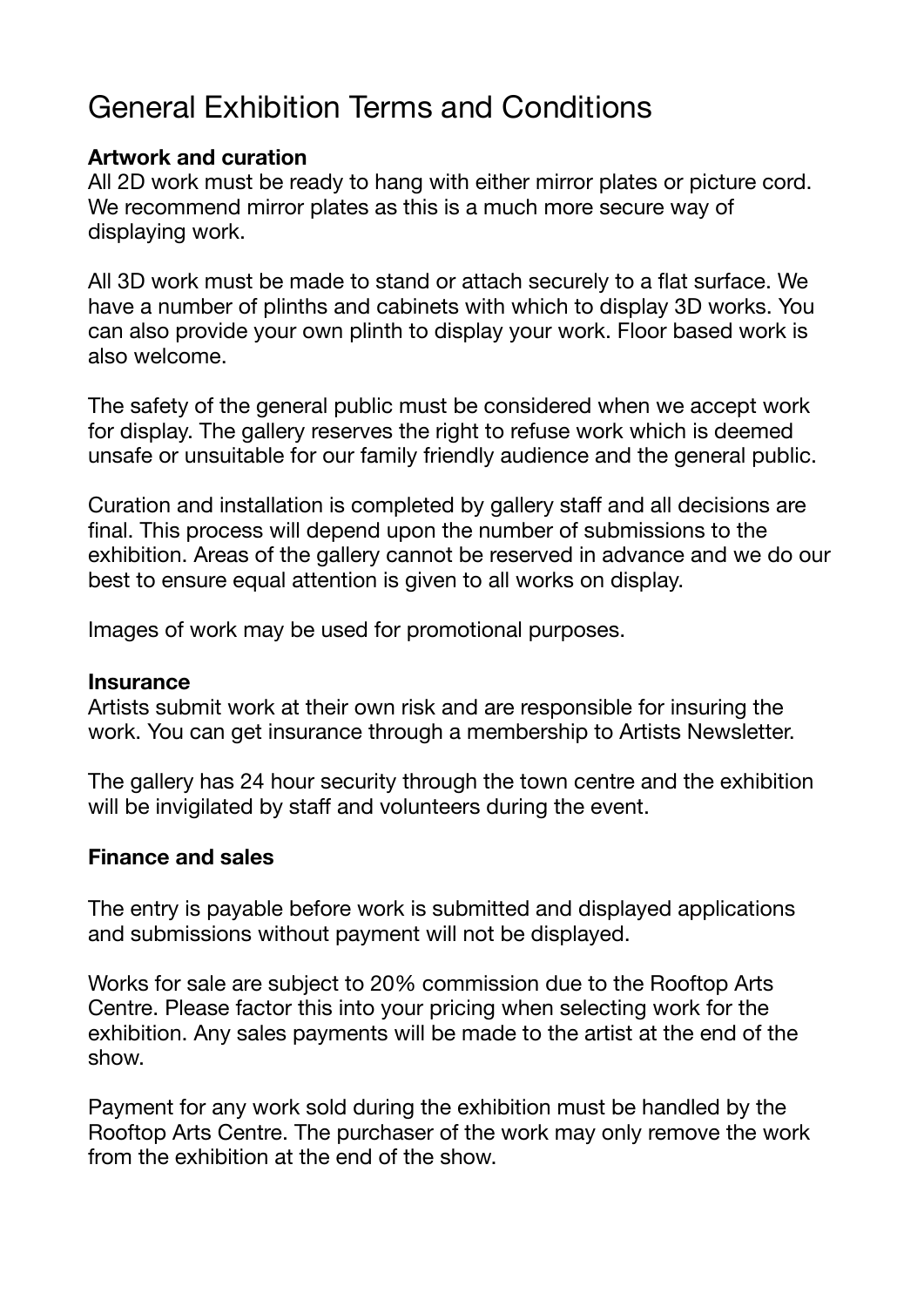# General Exhibition Terms and Conditions

**Artwork and curation**

All 2D work must be ready to hang with either mirror plates or picture cord. We recommend mirror plates as this is a much more secure way of displaying work.

All 3D work must be made to stand or attach securely to a flat surface. We have a number of plinths and cabinets with which to display 3D works. You can also provide your own plinth to display your work. Floor based work is also welcome.

The safety of the general public must be considered when we accept work for display. The gallery reserves the right to refuse work which is deemed unsafe or unsuitable for our family friendly audience and the general public.

Curation and installation is completed by gallery staff and all decisions are final. This process will depend upon the number of submissions to the exhibition. Areas of the gallery cannot be reserved in advance and we do our best to ensure equal attention is given to all works on display.

Images of work may be used for promotional purposes.

**Insurance**

Artists submit work at their own risk and are responsible for insuring the work. You can get insurance through a membership to Artists Newsletter.

The gallery has 24 hour security through the town centre and the exhibition will be invigilated by staff and volunteers during the event.

**Finance and sales**

The entry is payable before work is submitted and displayed applications and submissions without payment will not be displayed.

Works for sale are subject to 20% commission due to the Rooftop Arts Centre. Please factor this into your pricing when selecting work for the exhibition. Any sales payments will be made to the artist at the end of the show.

Payment for any work sold during the exhibition must be handled by the Rooftop Arts Centre. The purchaser of the work may only remove the work from the exhibition at the end of the show.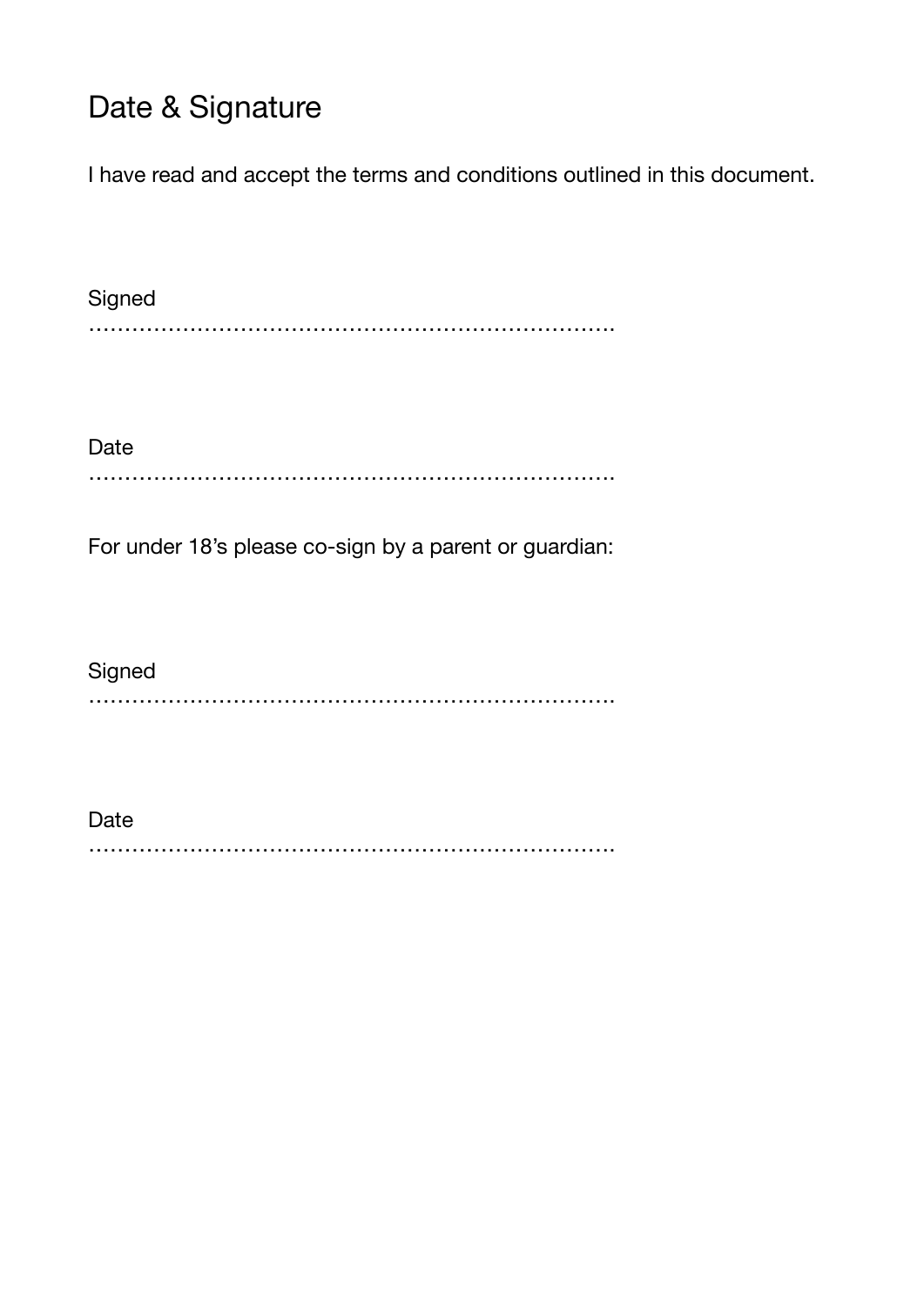## Date & Signature

I have read and accept the terms and conditions outlined in this document.

Signed
…………………………………………………………………

Date
…………………………………………………………………

For under 18's please co-sign by a parent or guardian:

Signed
…………………………………………………………………

Date
…………………………………………………………………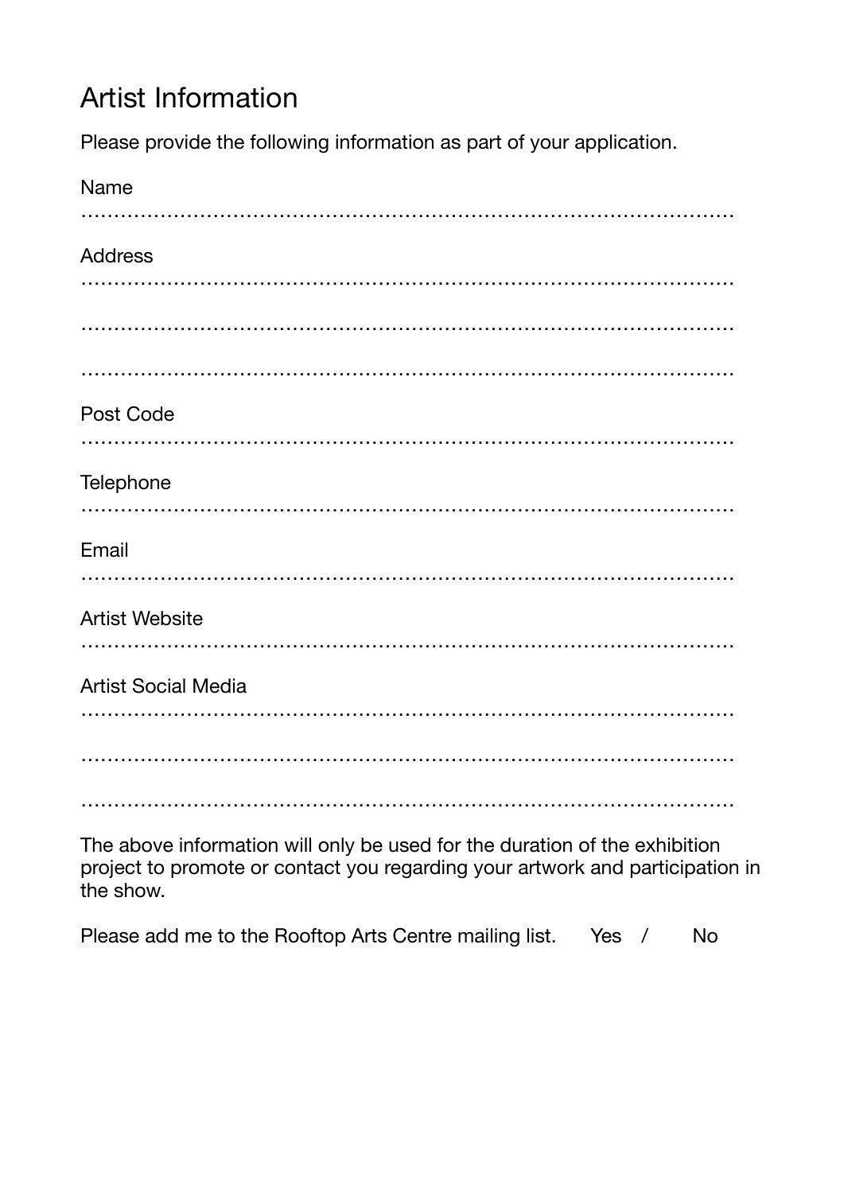# Artist Information

Please provide the following information as part of your application.

Name

……………………………………………………………………………………

Address

……………………………………………………………………………………

……………………………………………………………………………………

……………………………………………………………………………………

Post Code

……………………………………………………………………………………

Telephone

……………………………………………………………………………………

Email

……………………………………………………………………………………

Artist Website

……………………………………………………………………………………

Artist Social Media

……………………………………………………………………………………

……………………………………………………………………………………

……………………………………………………………………………………

The above information will only be used for the duration of the exhibition project to promote or contact you regarding your artwork and participation in the show.

Please add me to the Rooftop Arts Centre mailing list. Yes / No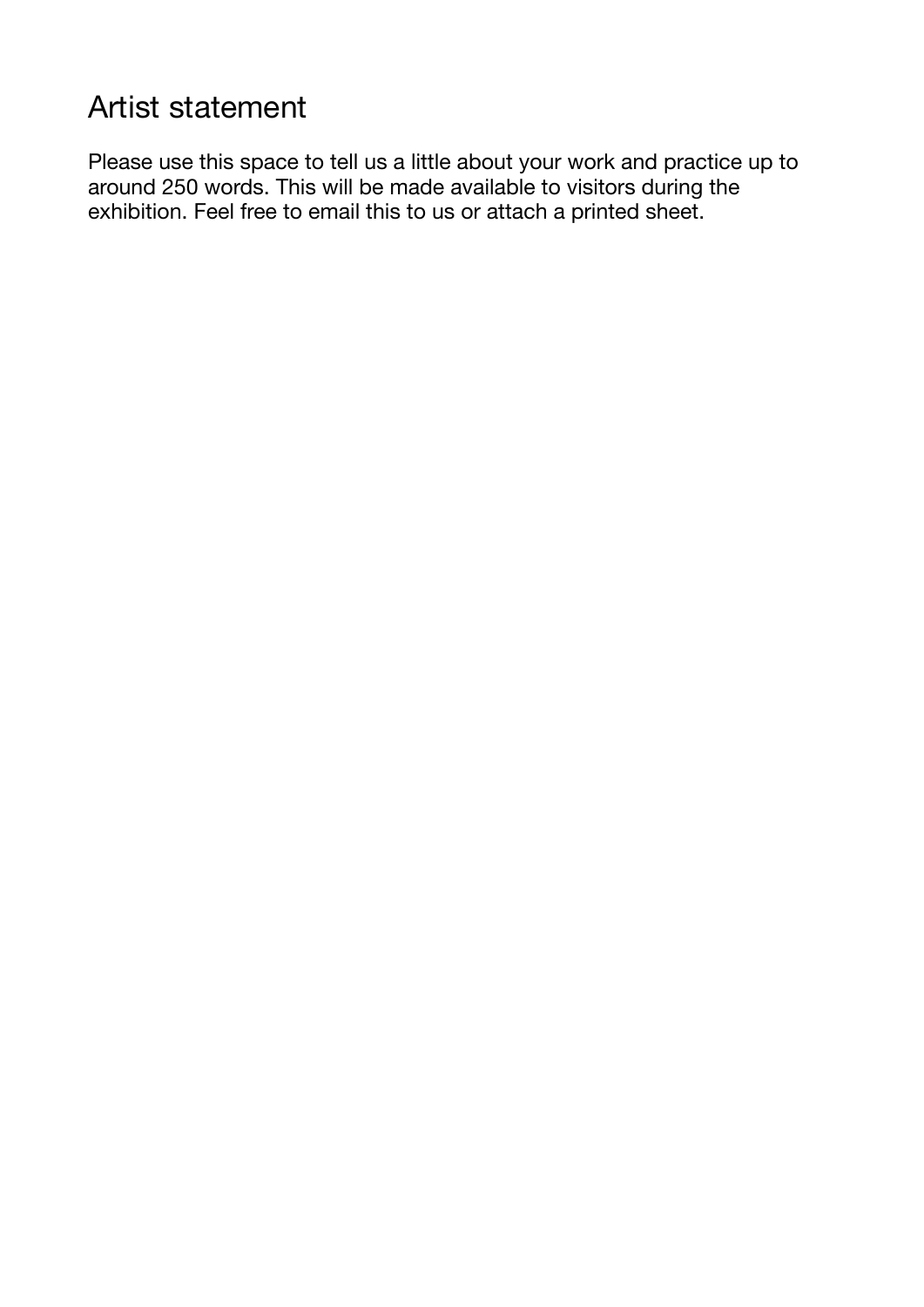# Artist statement

Please use this space to tell us a little about your work and practice up to around 250 words. This will be made available to visitors during the exhibition. Feel free to email this to us or attach a printed sheet.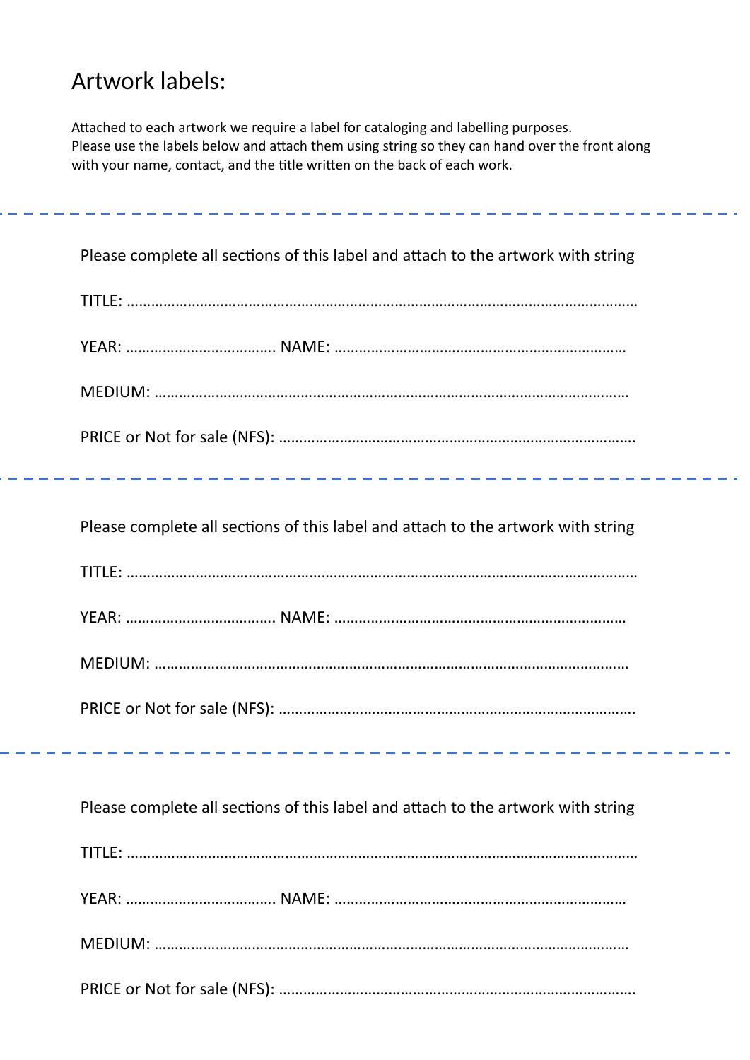# Artwork labels:

Attached to each artwork we require a label for cataloging and labelling purposes.
Please use the labels below and attach them using string so they can hand over the front along with your name, contact, and the title written on the back of each work.

---

Please complete all sections of this label and attach to the artwork with string

TITLE: ……………………………………………………………………………………………………………

YEAR: ………………………………. NAME: ………………………………………………………………

MEDIUM: ……………………………………………………………………………………………………….

PRICE or Not for sale (NFS): ……………………………………………………………………………….

---

Please complete all sections of this label and attach to the artwork with string

TITLE: ……………………………………………………………………………………………………………

YEAR: ………………………………. NAME: ………………………………………………………………

MEDIUM: ……………………………………………………………………………………………………….

PRICE or Not for sale (NFS): ……………………………………………………………………………….

---

Please complete all sections of this label and attach to the artwork with string

TITLE: ……………………………………………………………………………………………………………

YEAR: ………………………………. NAME: ………………………………………………………………

MEDIUM: ……………………………………………………………………………………………………….

PRICE or Not for sale (NFS): ……………………………………………………………………………….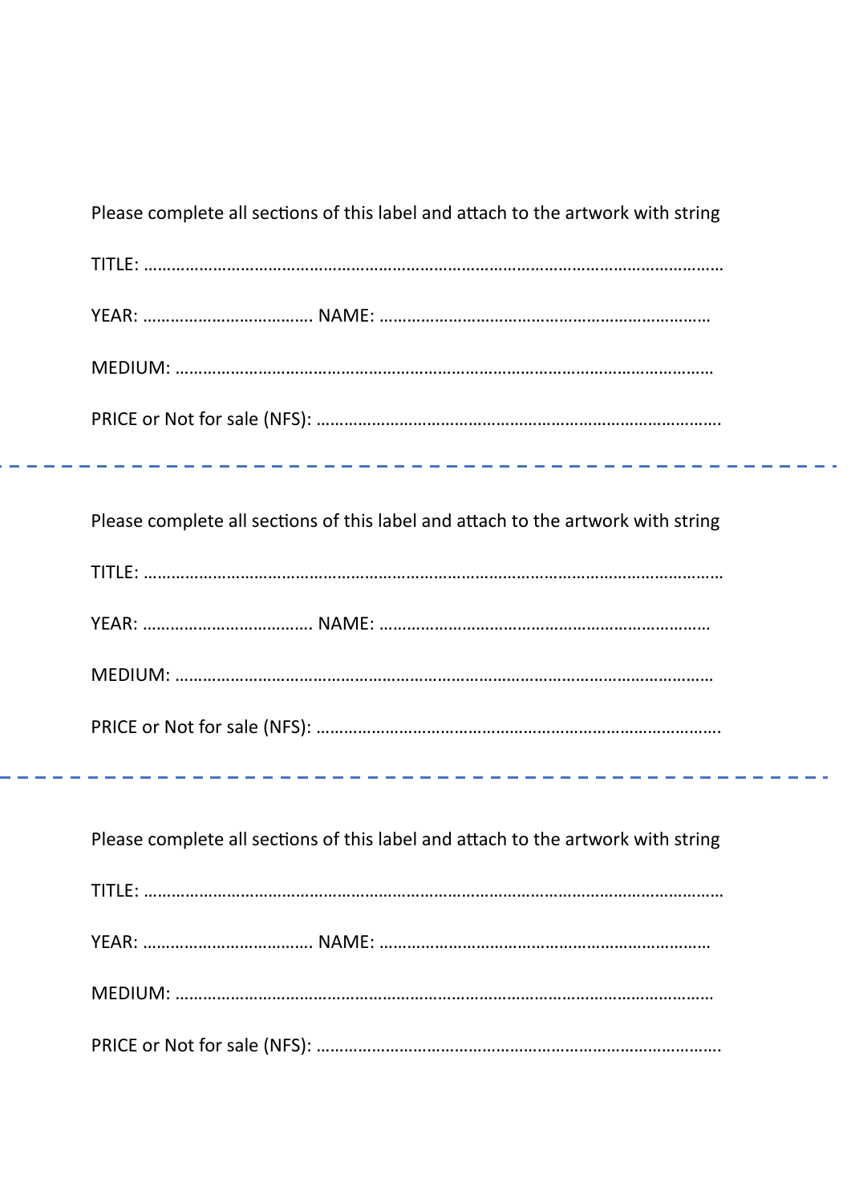Please complete all sections of this label and attach to the artwork with string

TITLE: ……………………………………………………………………………………………………………

YEAR: ……………………………… NAME: ………………………………………………………………

MEDIUM: ……………………………………………………………………………………………………

PRICE or Not for sale (NFS): …………………………………………………………………………….

---

Please complete all sections of this label and attach to the artwork with string

TITLE: ……………………………………………………………………………………………………………

YEAR: ……………………………… NAME: ………………………………………………………………

MEDIUM: ……………………………………………………………………………………………………

PRICE or Not for sale (NFS): …………………………………………………………………………….

---

Please complete all sections of this label and attach to the artwork with string

TITLE: ……………………………………………………………………………………………………………

YEAR: ……………………………… NAME: ………………………………………………………………

MEDIUM: ……………………………………………………………………………………………………

PRICE or Not for sale (NFS): …………………………………………………………………………….